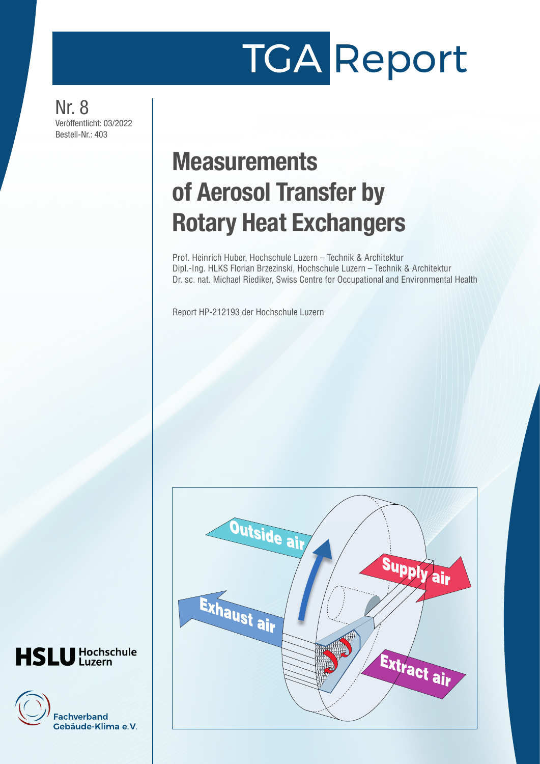# TGA Report

Nr. 8
Veröffentlicht: 03/2022
Bestell-Nr.: 403

# Measurements of Aerosol Transfer by Rotary Heat Exchangers

Prof. Heinrich Huber, Hochschule Luzern – Technik & Architektur
Dipl.-Ing. HLKS Florian Brzezinski, Hochschule Luzern – Technik & Architektur
Dr. sc. nat. Michael Riediker, Swiss Centre for Occupational and Environmental Health

Report HP-212193 der Hochschule Luzern

HSLU Hochschule Luzern

Fachverband Gebäude-Klima e.V.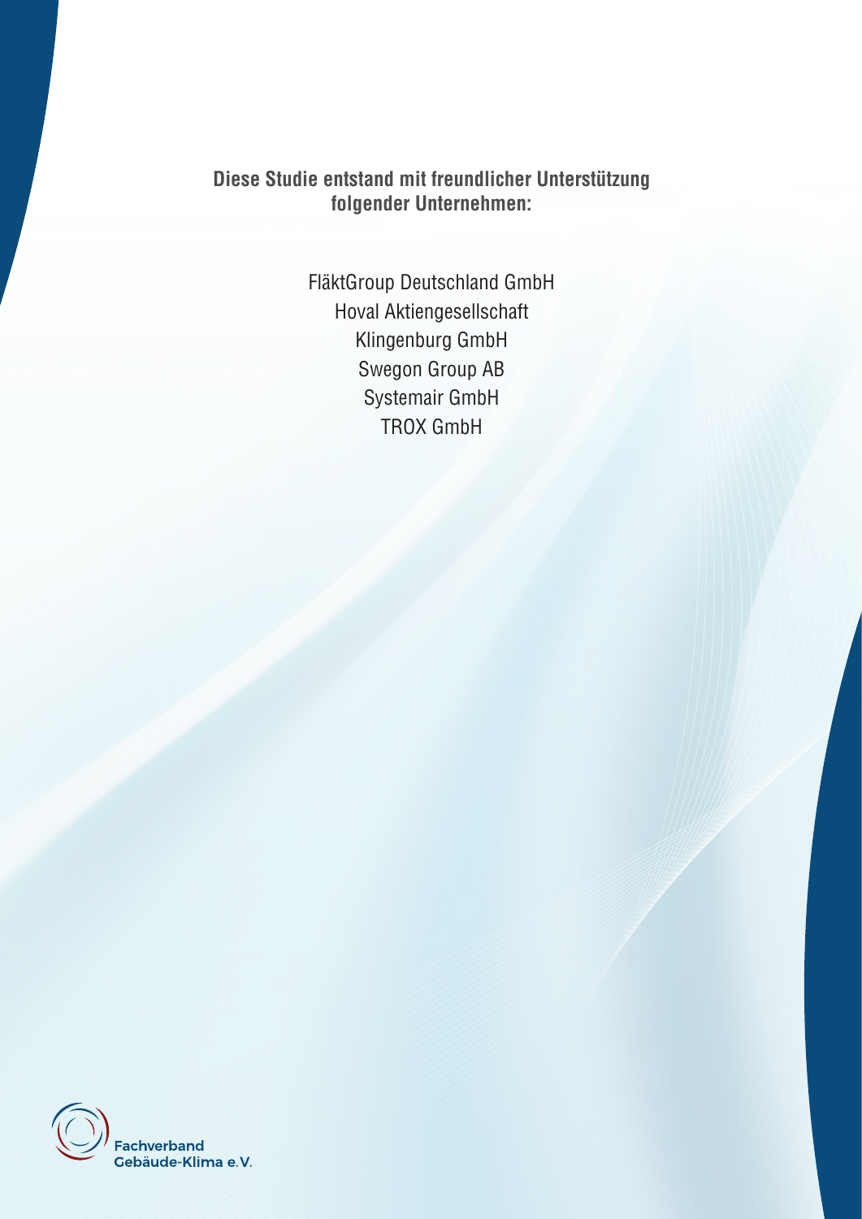**Diese Studie entstand mit freundlicher Unterstützung folgender Unternehmen:**

FläktGroup Deutschland GmbH
Hoval Aktiengesellschaft
Klingenburg GmbH
Swegon Group AB
Systemair GmbH
TROX GmbH

Fachverband Gebäude-Klima e.V.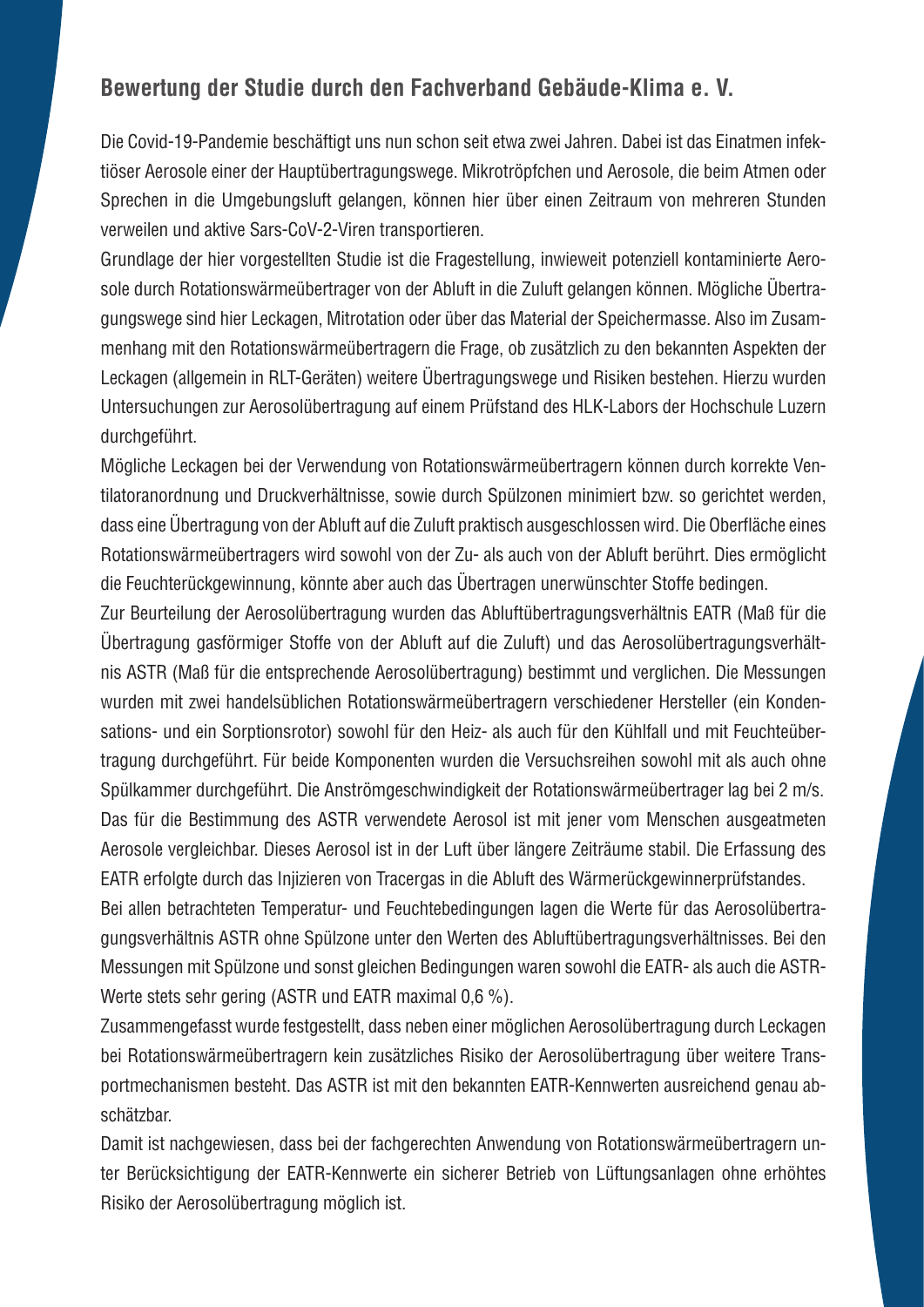## Bewertung der Studie durch den Fachverband Gebäude-Klima e. V.

Die Covid-19-Pandemie beschäftigt uns nun schon seit etwa zwei Jahren. Dabei ist das Einatmen infektiöser Aerosole einer der Hauptübertragungswege. Mikrotröpfchen und Aerosole, die beim Atmen oder Sprechen in die Umgebungsluft gelangen, können hier über einen Zeitraum von mehreren Stunden verweilen und aktive Sars-CoV-2-Viren transportieren.

Grundlage der hier vorgestellten Studie ist die Fragestellung, inwieweit potenziell kontaminierte Aerosole durch Rotationswärmeübertrager von der Abluft in die Zuluft gelangen können. Mögliche Übertragungswege sind hier Leckagen, Mitrotation oder über das Material der Speichermasse. Also im Zusammenhang mit den Rotationswärmeübertragern die Frage, ob zusätzlich zu den bekannten Aspekten der Leckagen (allgemein in RLT-Geräten) weitere Übertragungswege und Risiken bestehen. Hierzu wurden Untersuchungen zur Aerosolübertragung auf einem Prüfstand des HLK-Labors der Hochschule Luzern durchgeführt.

Mögliche Leckagen bei der Verwendung von Rotationswärmeübertragern können durch korrekte Ventilatoranordnung und Druckverhältnisse, sowie durch Spülzonen minimiert bzw. so gerichtet werden, dass eine Übertragung von der Abluft auf die Zuluft praktisch ausgeschlossen wird. Die Oberfläche eines Rotationswärmeübertragers wird sowohl von der Zu- als auch von der Abluft berührt. Dies ermöglicht die Feuchterückgewinnung, könnte aber auch das Übertragen unerwünschter Stoffe bedingen.

Zur Beurteilung der Aerosolübertragung wurden das Abluftübertragungsverhältnis EATR (Maß für die Übertragung gasförmiger Stoffe von der Abluft auf die Zuluft) und das Aerosolübertragungsverhältnis ASTR (Maß für die entsprechende Aerosolübertragung) bestimmt und verglichen. Die Messungen wurden mit zwei handelsüblichen Rotationswärmeübertragern verschiedener Hersteller (ein Kondensations- und ein Sorptionsrotor) sowohl für den Heiz- als auch für den Kühlfall und mit Feuchteübertragung durchgeführt. Für beide Komponenten wurden die Versuchsreihen sowohl mit als auch ohne Spülkammer durchgeführt. Die Anströmgeschwindigkeit der Rotationswärmeübertrager lag bei 2 m/s. Das für die Bestimmung des ASTR verwendete Aerosol ist mit jener vom Menschen ausgeatmeten Aerosole vergleichbar. Dieses Aerosol ist in der Luft über längere Zeiträume stabil. Die Erfassung des EATR erfolgte durch das Injizieren von Tracergas in die Abluft des Wärmerückgewinnerprüfstandes.

Bei allen betrachteten Temperatur- und Feuchtebedingungen lagen die Werte für das Aerosolübertragungsverhältnis ASTR ohne Spülzone unter den Werten des Abluftübertragungsverhältnisses. Bei den Messungen mit Spülzone und sonst gleichen Bedingungen waren sowohl die EATR- als auch die ASTR-Werte stets sehr gering (ASTR und EATR maximal 0,6 %).

Zusammengefasst wurde festgestellt, dass neben einer möglichen Aerosolübertragung durch Leckagen bei Rotationswärmeübertragern kein zusätzliches Risiko der Aerosolübertragung über weitere Transportmechanismen besteht. Das ASTR ist mit den bekannten EATR-Kennwerten ausreichend genau abschätzbar.

Damit ist nachgewiesen, dass bei der fachgerechten Anwendung von Rotationswärmeübertragern unter Berücksichtigung der EATR-Kennwerte ein sicherer Betrieb von Lüftungsanlagen ohne erhöhtes Risiko der Aerosolübertragung möglich ist.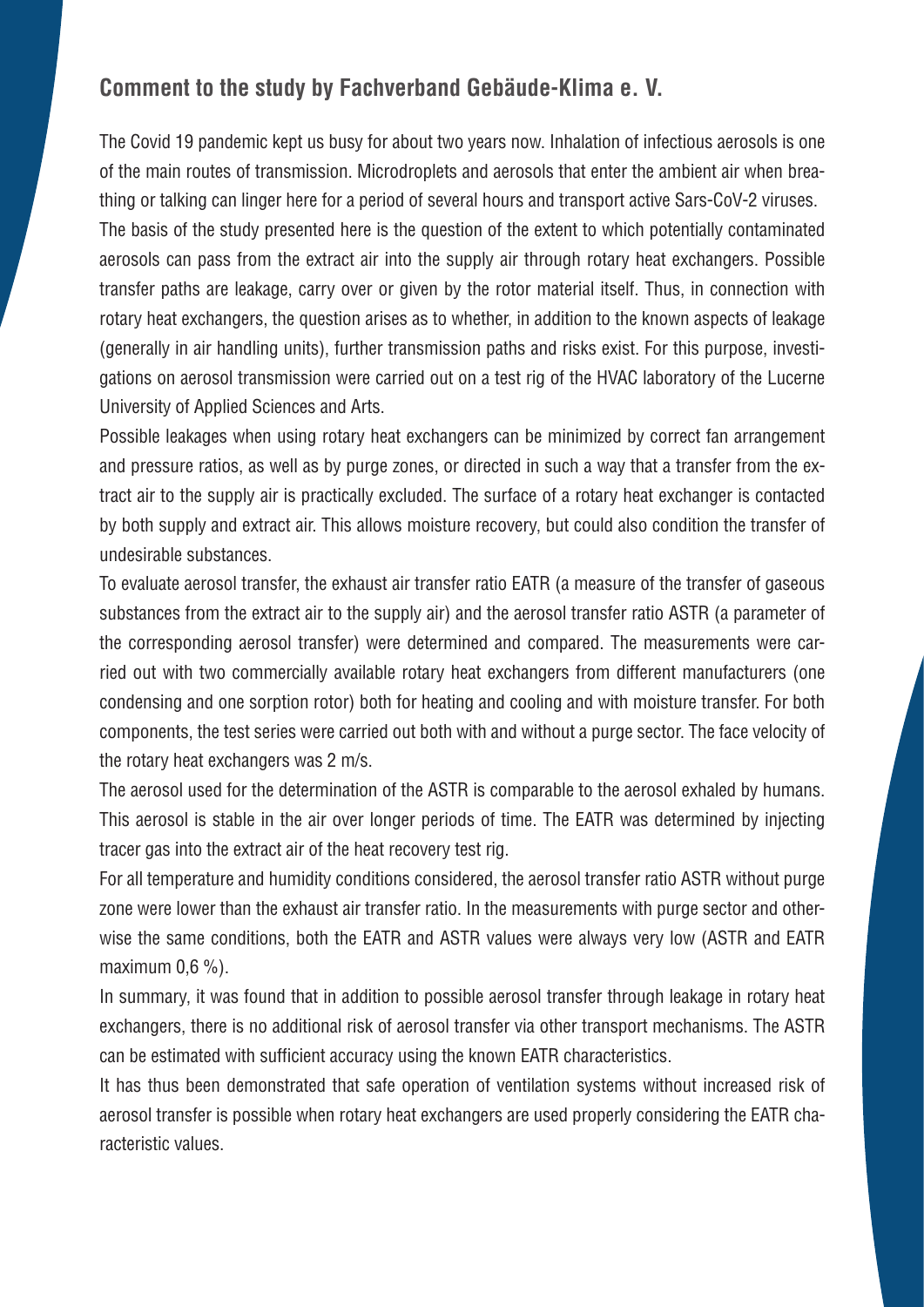## Comment to the study by Fachverband Gebäude-Klima e. V.

The Covid 19 pandemic kept us busy for about two years now. Inhalation of infectious aerosols is one of the main routes of transmission. Microdroplets and aerosols that enter the ambient air when breathing or talking can linger here for a period of several hours and transport active Sars-CoV-2 viruses.

The basis of the study presented here is the question of the extent to which potentially contaminated aerosols can pass from the extract air into the supply air through rotary heat exchangers. Possible transfer paths are leakage, carry over or given by the rotor material itself. Thus, in connection with rotary heat exchangers, the question arises as to whether, in addition to the known aspects of leakage (generally in air handling units), further transmission paths and risks exist. For this purpose, investigations on aerosol transmission were carried out on a test rig of the HVAC laboratory of the Lucerne University of Applied Sciences and Arts.

Possible leakages when using rotary heat exchangers can be minimized by correct fan arrangement and pressure ratios, as well as by purge zones, or directed in such a way that a transfer from the extract air to the supply air is practically excluded. The surface of a rotary heat exchanger is contacted by both supply and extract air. This allows moisture recovery, but could also condition the transfer of undesirable substances.

To evaluate aerosol transfer, the exhaust air transfer ratio EATR (a measure of the transfer of gaseous substances from the extract air to the supply air) and the aerosol transfer ratio ASTR (a parameter of the corresponding aerosol transfer) were determined and compared. The measurements were carried out with two commercially available rotary heat exchangers from different manufacturers (one condensing and one sorption rotor) both for heating and cooling and with moisture transfer. For both components, the test series were carried out both with and without a purge sector. The face velocity of the rotary heat exchangers was 2 m/s.

The aerosol used for the determination of the ASTR is comparable to the aerosol exhaled by humans. This aerosol is stable in the air over longer periods of time. The EATR was determined by injecting tracer gas into the extract air of the heat recovery test rig.

For all temperature and humidity conditions considered, the aerosol transfer ratio ASTR without purge zone were lower than the exhaust air transfer ratio. In the measurements with purge sector and otherwise the same conditions, both the EATR and ASTR values were always very low (ASTR and EATR maximum 0,6 %).

In summary, it was found that in addition to possible aerosol transfer through leakage in rotary heat exchangers, there is no additional risk of aerosol transfer via other transport mechanisms. The ASTR can be estimated with sufficient accuracy using the known EATR characteristics.

It has thus been demonstrated that safe operation of ventilation systems without increased risk of aerosol transfer is possible when rotary heat exchangers are used properly considering the EATR characteristic values.